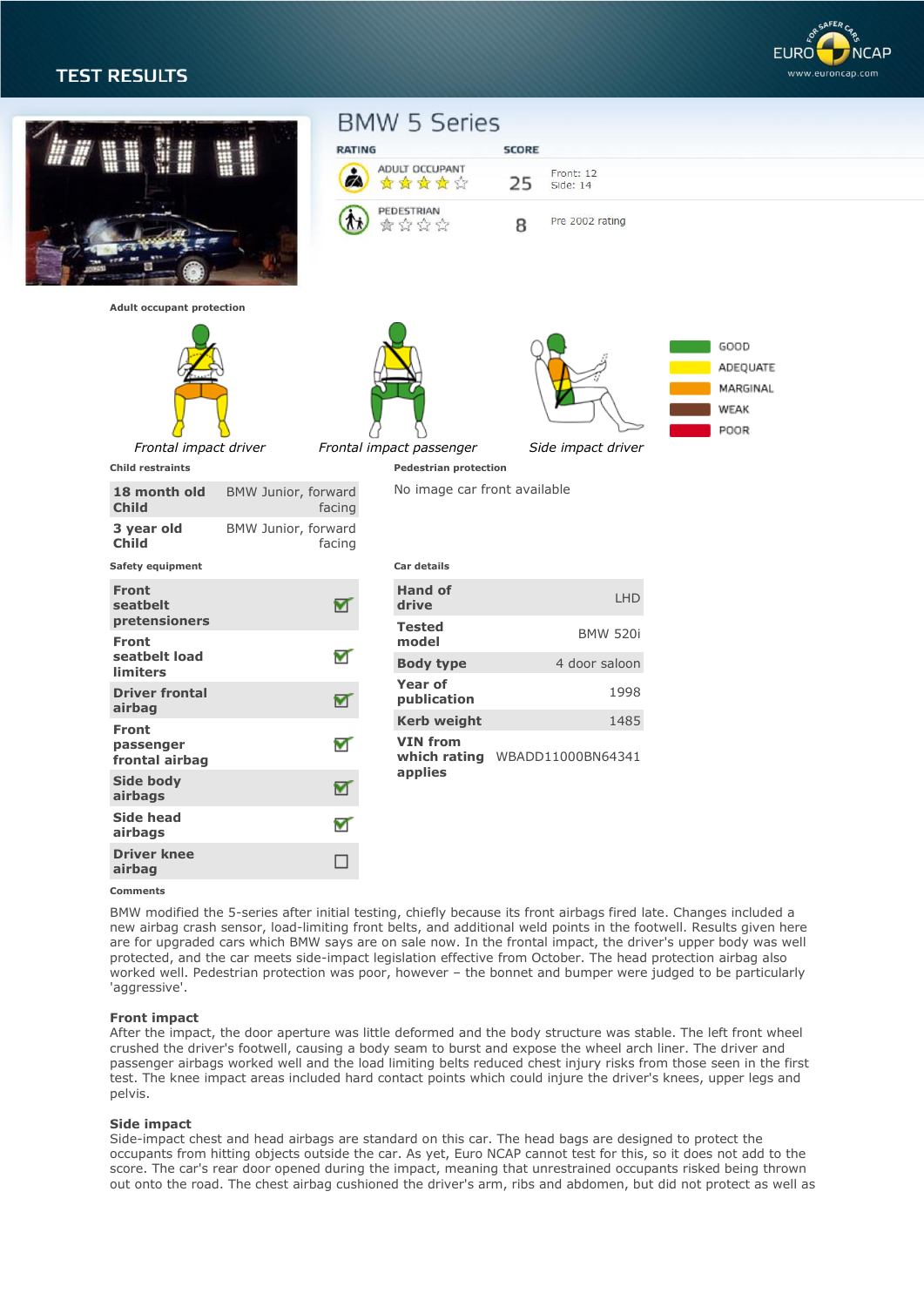# TEST RESULTS

## BMW 5 Series

| RATING | | SCORE | |
|---|---|---|---|
| ADULT OCCUPANT | ★★★★☆ | 25 | Front: 12 Side: 14 |
| PEDESTRIAN | ★☆☆☆ | 8 | Pre 2002 rating |

**Adult occupant protection**

*Frontal impact driver* — *Frontal impact passenger* — *Side impact driver*

GOOD / ADEQUATE / MARGINAL / WEAK / POOR

**Child restraints**

| | |
|---|---|
| **18 month old Child** | BMW Junior, forward facing |
| **3 year old Child** | BMW Junior, forward facing |

**Pedestrian protection**

No image car front available

**Safety equipment**

| | |
|---|---|
| **Front seatbelt pretensioners** | ☑ |
| **Front seatbelt load limiters** | ☑ |
| **Driver frontal airbag** | ☑ |
| **Front passenger frontal airbag** | ☑ |
| **Side body airbags** | ☑ |
| **Side head airbags** | ☑ |
| **Driver knee airbag** | ☐ |

**Car details**

| | |
|---|---|
| **Hand of drive** | LHD |
| **Tested model** | BMW 520i |
| **Body type** | 4 door saloon |
| **Year of publication** | 1998 |
| **Kerb weight** | 1485 |
| **VIN from which rating applies** | WBADD11000BN64341 |

**Comments**

BMW modified the 5-series after initial testing, chiefly because its front airbags fired late. Changes included a new airbag crash sensor, load-limiting front belts, and additional weld points in the footwell. Results given here are for upgraded cars which BMW says are on sale now. In the frontal impact, the driver's upper body was well protected, and the car meets side-impact legislation effective from October. The head protection airbag also worked well. Pedestrian protection was poor, however – the bonnet and bumper were judged to be particularly 'aggressive'.

**Front impact**

After the impact, the door aperture was little deformed and the body structure was stable. The left front wheel crushed the driver's footwell, causing a body seam to burst and expose the wheel arch liner. The driver and passenger airbags worked well and the load limiting belts reduced chest injury risks from those seen in the first test. The knee impact areas included hard contact points which could injure the driver's knees, upper legs and pelvis.

**Side impact**

Side-impact chest and head airbags are standard on this car. The head bags are designed to protect the occupants from hitting objects outside the car. As yet, Euro NCAP cannot test for this, so it does not add to the score. The car's rear door opened during the impact, meaning that unrestrained occupants risked being thrown out onto the road. The chest airbag cushioned the driver's arm, ribs and abdomen, but did not protect as well as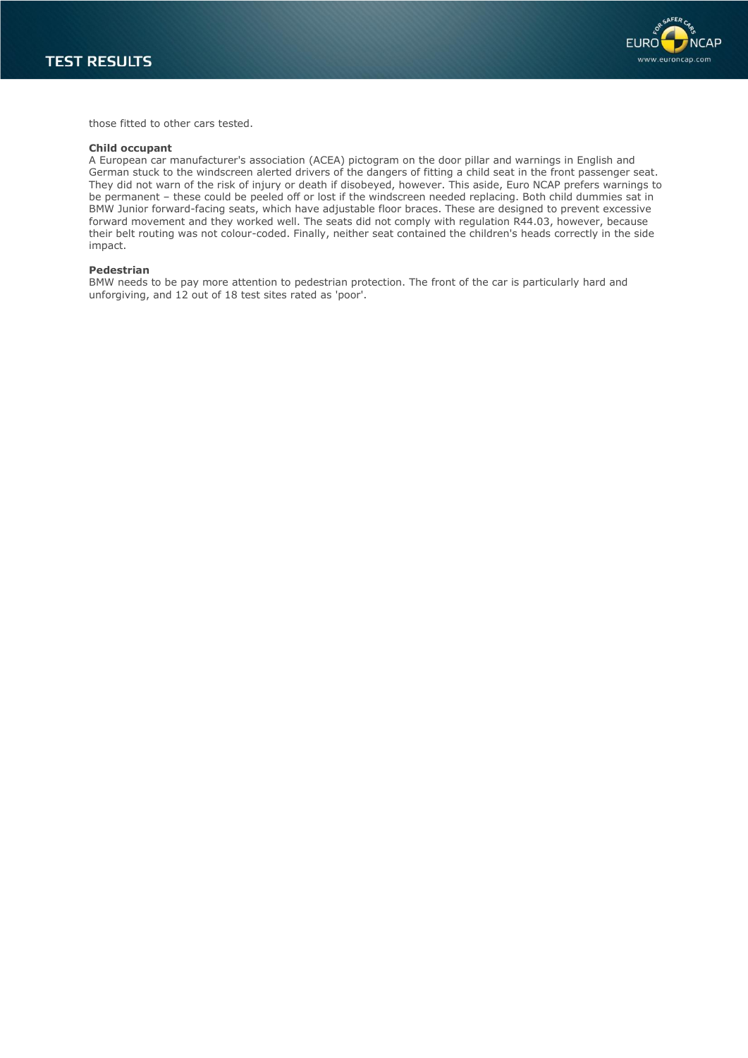those fitted to other cars tested.

**Child occupant**

A European car manufacturer's association (ACEA) pictogram on the door pillar and warnings in English and German stuck to the windscreen alerted drivers of the dangers of fitting a child seat in the front passenger seat. They did not warn of the risk of injury or death if disobeyed, however. This aside, Euro NCAP prefers warnings to be permanent – these could be peeled off or lost if the windscreen needed replacing. Both child dummies sat in BMW Junior forward-facing seats, which have adjustable floor braces. These are designed to prevent excessive forward movement and they worked well. The seats did not comply with regulation R44.03, however, because their belt routing was not colour-coded. Finally, neither seat contained the children's heads correctly in the side impact.

**Pedestrian**

BMW needs to be pay more attention to pedestrian protection. The front of the car is particularly hard and unforgiving, and 12 out of 18 test sites rated as 'poor'.